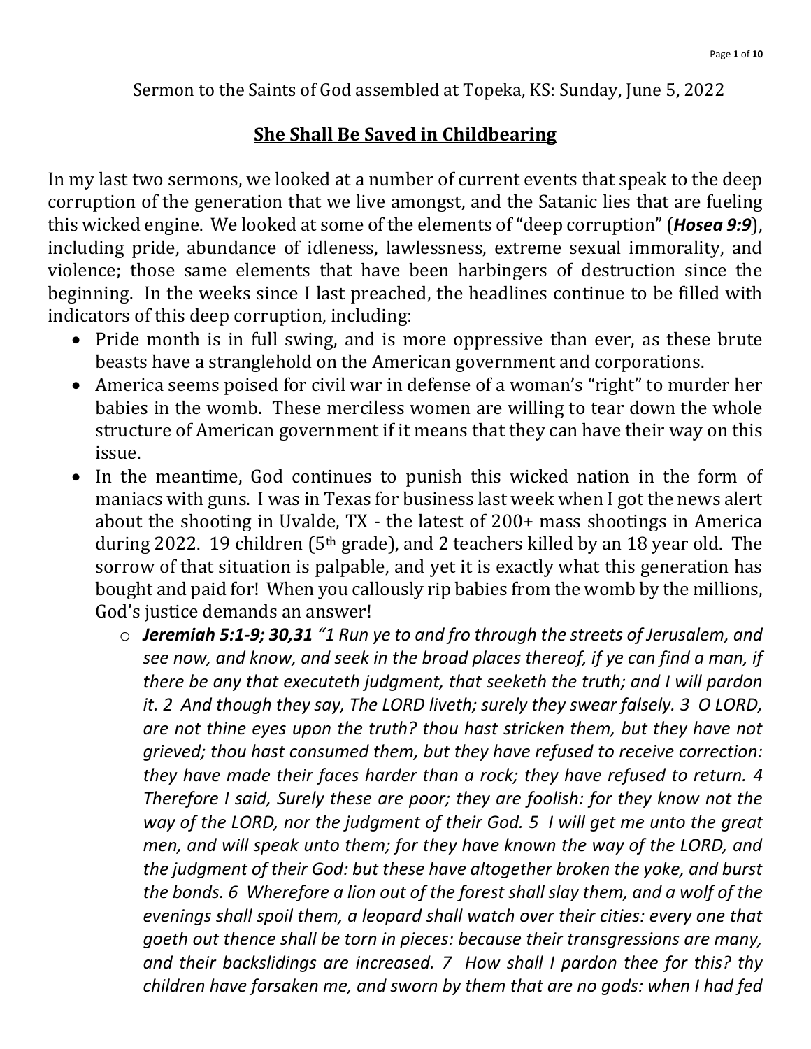Sermon to the Saints of God assembled at Topeka, KS: Sunday, June 5, 2022

## She Shall Be Saved in Childbearing

In my last two sermons, we looked at a number of current events that speak to the deep corruption of the generation that we live amongst, and the Satanic lies that are fueling this wicked engine. We looked at some of the elements of "deep corruption" (***Hosea 9:9***), including pride, abundance of idleness, lawlessness, extreme sexual immorality, and violence; those same elements that have been harbingers of destruction since the beginning. In the weeks since I last preached, the headlines continue to be filled with indicators of this deep corruption, including:

- Pride month is in full swing, and is more oppressive than ever, as these brute beasts have a stranglehold on the American government and corporations.
- America seems poised for civil war in defense of a woman's "right" to murder her babies in the womb. These merciless women are willing to tear down the whole structure of American government if it means that they can have their way on this issue.
- In the meantime, God continues to punish this wicked nation in the form of maniacs with guns. I was in Texas for business last week when I got the news alert about the shooting in Uvalde, TX - the latest of 200+ mass shootings in America during 2022. 19 children (5th grade), and 2 teachers killed by an 18 year old. The sorrow of that situation is palpable, and yet it is exactly what this generation has bought and paid for! When you callously rip babies from the womb by the millions, God's justice demands an answer!
  - ***Jeremiah 5:1-9; 30,31*** *"1 Run ye to and fro through the streets of Jerusalem, and see now, and know, and seek in the broad places thereof, if ye can find a man, if there be any that executeth judgment, that seeketh the truth; and I will pardon it. 2 And though they say, The LORD liveth; surely they swear falsely. 3 O LORD, are not thine eyes upon the truth? thou hast stricken them, but they have not grieved; thou hast consumed them, but they have refused to receive correction: they have made their faces harder than a rock; they have refused to return. 4 Therefore I said, Surely these are poor; they are foolish: for they know not the way of the LORD, nor the judgment of their God. 5 I will get me unto the great men, and will speak unto them; for they have known the way of the LORD, and the judgment of their God: but these have altogether broken the yoke, and burst the bonds. 6 Wherefore a lion out of the forest shall slay them, and a wolf of the evenings shall spoil them, a leopard shall watch over their cities: every one that goeth out thence shall be torn in pieces: because their transgressions are many, and their backslidings are increased. 7 How shall I pardon thee for this? thy children have forsaken me, and sworn by them that are no gods: when I had fed*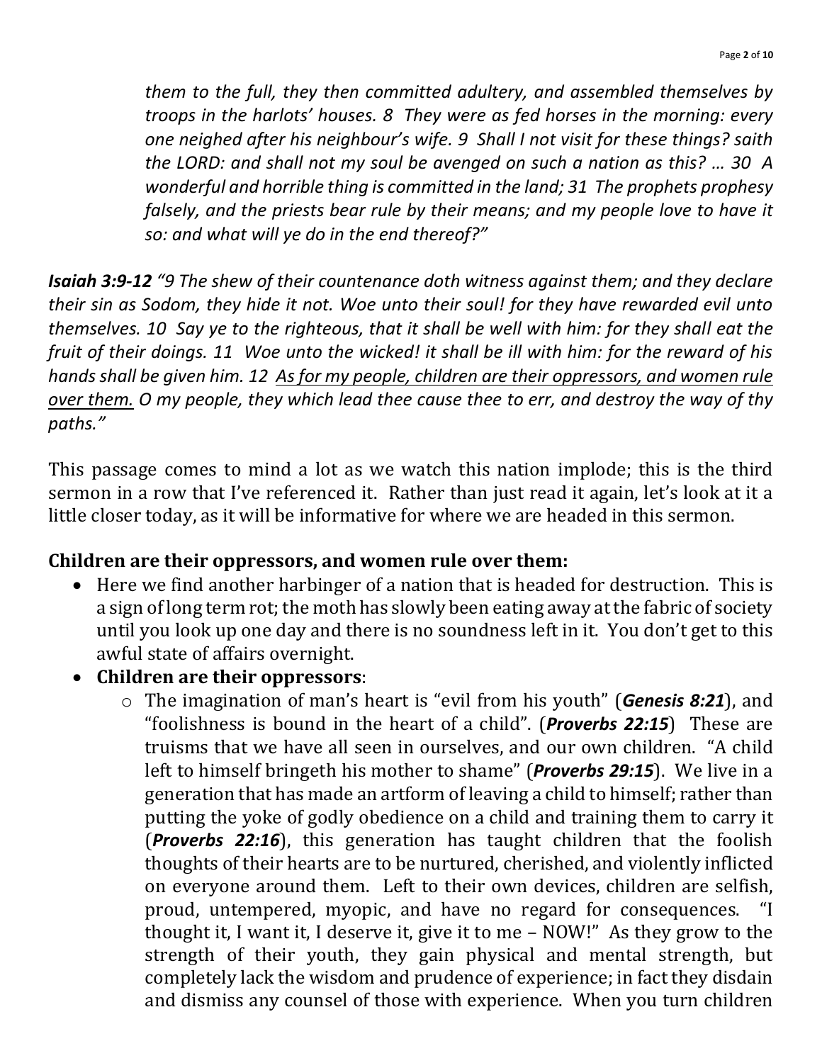> *them to the full, they then committed adultery, and assembled themselves by troops in the harlots' houses. 8 They were as fed horses in the morning: every one neighed after his neighbour's wife. 9 Shall I not visit for these things? saith the LORD: and shall not my soul be avenged on such a nation as this? … 30 A wonderful and horrible thing is committed in the land; 31 The prophets prophesy falsely, and the priests bear rule by their means; and my people love to have it so: and what will ye do in the end thereof?"*

***Isaiah 3:9-12*** *"9 The shew of their countenance doth witness against them; and they declare their sin as Sodom, they hide it not. Woe unto their soul! for they have rewarded evil unto themselves. 10 Say ye to the righteous, that it shall be well with him: for they shall eat the fruit of their doings. 11 Woe unto the wicked! it shall be ill with him: for the reward of his hands shall be given him. 12 <u>As for my people, children are their oppressors, and women rule over them.</u> O my people, they which lead thee cause thee to err, and destroy the way of thy paths."*

This passage comes to mind a lot as we watch this nation implode; this is the third sermon in a row that I've referenced it. Rather than just read it again, let's look at it a little closer today, as it will be informative for where we are headed in this sermon.

**Children are their oppressors, and women rule over them:**

- Here we find another harbinger of a nation that is headed for destruction. This is a sign of long term rot; the moth has slowly been eating away at the fabric of society until you look up one day and there is no soundness left in it. You don't get to this awful state of affairs overnight.
- **Children are their oppressors**:
  - The imagination of man's heart is "evil from his youth" (***Genesis 8:21***), and "foolishness is bound in the heart of a child". (***Proverbs 22:15***) These are truisms that we have all seen in ourselves, and our own children. "A child left to himself bringeth his mother to shame" (***Proverbs 29:15***). We live in a generation that has made an artform of leaving a child to himself; rather than putting the yoke of godly obedience on a child and training them to carry it (***Proverbs 22:16***), this generation has taught children that the foolish thoughts of their hearts are to be nurtured, cherished, and violently inflicted on everyone around them. Left to their own devices, children are selfish, proud, untempered, myopic, and have no regard for consequences. "I thought it, I want it, I deserve it, give it to me – NOW!" As they grow to the strength of their youth, they gain physical and mental strength, but completely lack the wisdom and prudence of experience; in fact they disdain and dismiss any counsel of those with experience. When you turn children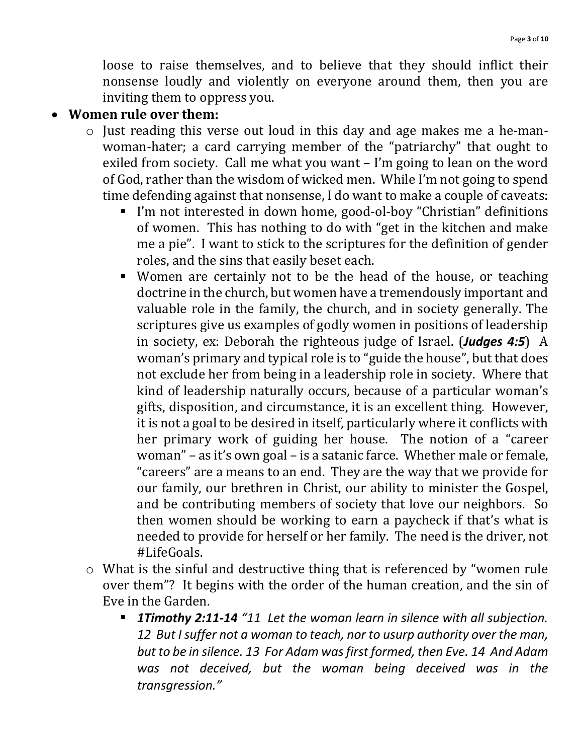loose to raise themselves, and to believe that they should inflict their nonsense loudly and violently on everyone around them, then you are inviting them to oppress you.

- **Women rule over them:**
  - Just reading this verse out loud in this day and age makes me a he-man-woman-hater; a card carrying member of the "patriarchy" that ought to exiled from society. Call me what you want – I'm going to lean on the word of God, rather than the wisdom of wicked men. While I'm not going to spend time defending against that nonsense, I do want to make a couple of caveats:
    - I'm not interested in down home, good-ol-boy "Christian" definitions of women. This has nothing to do with "get in the kitchen and make me a pie". I want to stick to the scriptures for the definition of gender roles, and the sins that easily beset each.
    - Women are certainly not to be the head of the house, or teaching doctrine in the church, but women have a tremendously important and valuable role in the family, the church, and in society generally. The scriptures give us examples of godly women in positions of leadership in society, ex: Deborah the righteous judge of Israel. (***Judges 4:5***) A woman's primary and typical role is to "guide the house", but that does not exclude her from being in a leadership role in society. Where that kind of leadership naturally occurs, because of a particular woman's gifts, disposition, and circumstance, it is an excellent thing. However, it is not a goal to be desired in itself, particularly where it conflicts with her primary work of guiding her house. The notion of a "career woman" – as it's own goal – is a satanic farce. Whether male or female, "careers" are a means to an end. They are the way that we provide for our family, our brethren in Christ, our ability to minister the Gospel, and be contributing members of society that love our neighbors. So then women should be working to earn a paycheck if that's what is needed to provide for herself or her family. The need is the driver, not #LifeGoals.
  - What is the sinful and destructive thing that is referenced by "women rule over them"? It begins with the order of the human creation, and the sin of Eve in the Garden.
    - ***1Timothy 2:11-14*** *"11 Let the woman learn in silence with all subjection. 12 But I suffer not a woman to teach, nor to usurp authority over the man, but to be in silence. 13 For Adam was first formed, then Eve. 14 And Adam was not deceived, but the woman being deceived was in the transgression."*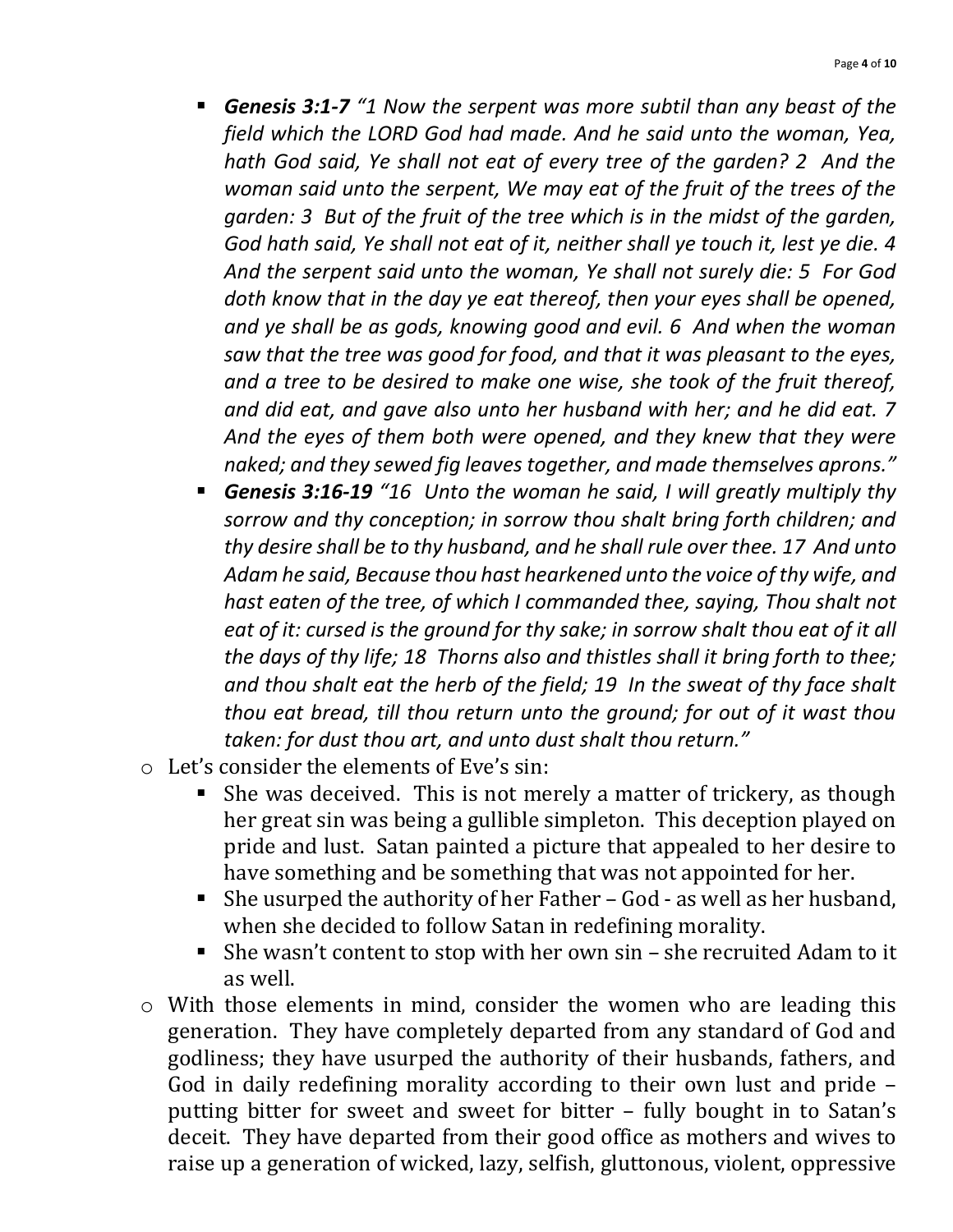- ***Genesis 3:1-7*** *"1 Now the serpent was more subtil than any beast of the field which the LORD God had made. And he said unto the woman, Yea, hath God said, Ye shall not eat of every tree of the garden? 2 And the woman said unto the serpent, We may eat of the fruit of the trees of the garden: 3 But of the fruit of the tree which is in the midst of the garden, God hath said, Ye shall not eat of it, neither shall ye touch it, lest ye die. 4 And the serpent said unto the woman, Ye shall not surely die: 5 For God doth know that in the day ye eat thereof, then your eyes shall be opened, and ye shall be as gods, knowing good and evil. 6 And when the woman saw that the tree was good for food, and that it was pleasant to the eyes, and a tree to be desired to make one wise, she took of the fruit thereof, and did eat, and gave also unto her husband with her; and he did eat. 7 And the eyes of them both were opened, and they knew that they were naked; and they sewed fig leaves together, and made themselves aprons."*
    - ***Genesis 3:16-19*** *"16 Unto the woman he said, I will greatly multiply thy sorrow and thy conception; in sorrow thou shalt bring forth children; and thy desire shall be to thy husband, and he shall rule over thee. 17 And unto Adam he said, Because thou hast hearkened unto the voice of thy wife, and hast eaten of the tree, of which I commanded thee, saying, Thou shalt not eat of it: cursed is the ground for thy sake; in sorrow shalt thou eat of it all the days of thy life; 18 Thorns also and thistles shall it bring forth to thee; and thou shalt eat the herb of the field; 19 In the sweat of thy face shalt thou eat bread, till thou return unto the ground; for out of it wast thou taken: for dust thou art, and unto dust shalt thou return."*
  - Let's consider the elements of Eve's sin:
    - She was deceived. This is not merely a matter of trickery, as though her great sin was being a gullible simpleton. This deception played on pride and lust. Satan painted a picture that appealed to her desire to have something and be something that was not appointed for her.
    - She usurped the authority of her Father – God - as well as her husband, when she decided to follow Satan in redefining morality.
    - She wasn't content to stop with her own sin – she recruited Adam to it as well.
  - With those elements in mind, consider the women who are leading this generation. They have completely departed from any standard of God and godliness; they have usurped the authority of their husbands, fathers, and God in daily redefining morality according to their own lust and pride – putting bitter for sweet and sweet for bitter – fully bought in to Satan's deceit. They have departed from their good office as mothers and wives to raise up a generation of wicked, lazy, selfish, gluttonous, violent, oppressive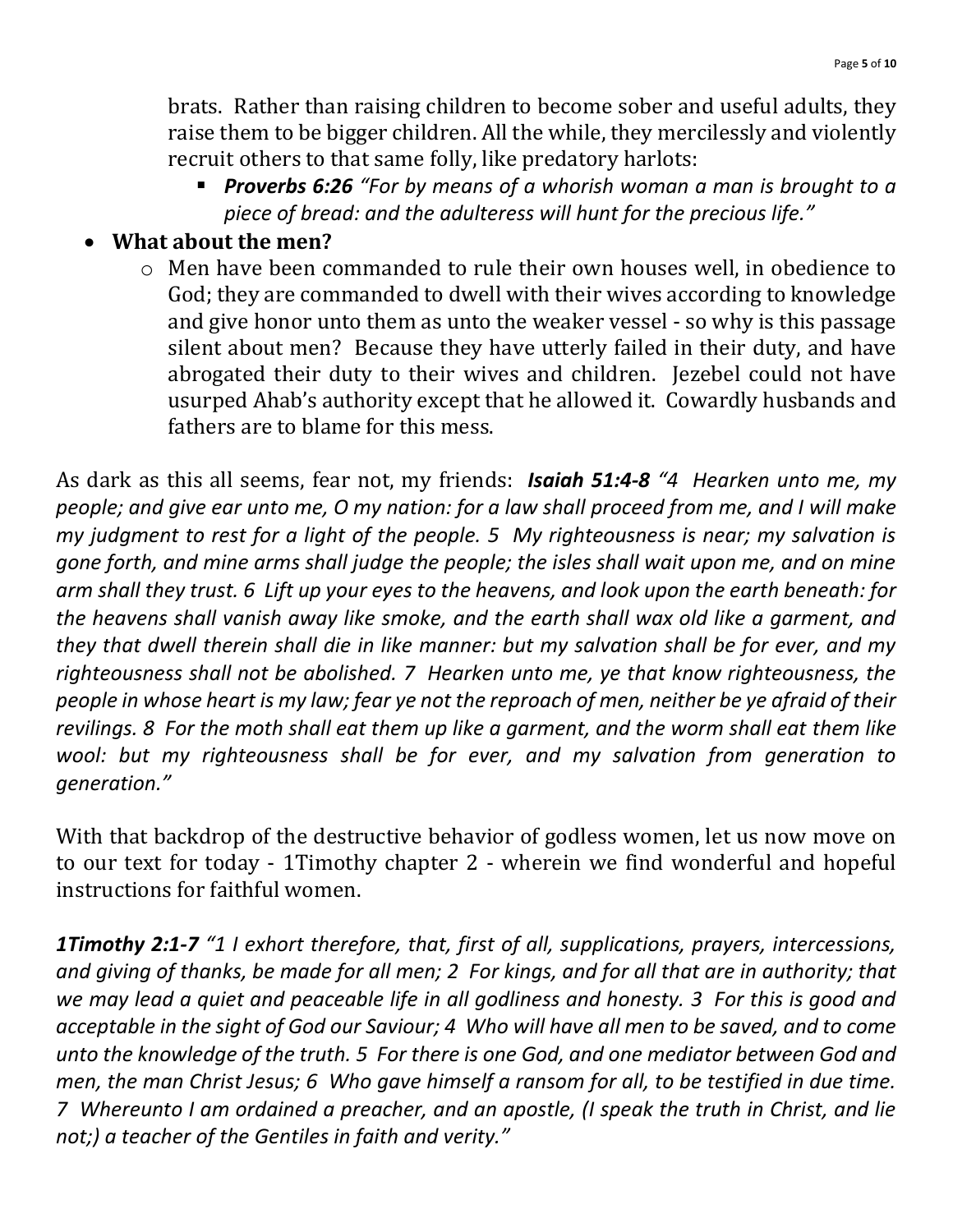brats. Rather than raising children to become sober and useful adults, they raise them to be bigger children. All the while, they mercilessly and violently recruit others to that same folly, like predatory harlots:

  - ***Proverbs 6:26*** *"For by means of a whorish woman a man is brought to a piece of bread: and the adulteress will hunt for the precious life."*

- **What about the men?**
  - Men have been commanded to rule their own houses well, in obedience to God; they are commanded to dwell with their wives according to knowledge and give honor unto them as unto the weaker vessel - so why is this passage silent about men? Because they have utterly failed in their duty, and have abrogated their duty to their wives and children. Jezebel could not have usurped Ahab's authority except that he allowed it. Cowardly husbands and fathers are to blame for this mess.

As dark as this all seems, fear not, my friends: ***Isaiah 51:4-8*** *"4 Hearken unto me, my people; and give ear unto me, O my nation: for a law shall proceed from me, and I will make my judgment to rest for a light of the people. 5 My righteousness is near; my salvation is gone forth, and mine arms shall judge the people; the isles shall wait upon me, and on mine arm shall they trust. 6 Lift up your eyes to the heavens, and look upon the earth beneath: for the heavens shall vanish away like smoke, and the earth shall wax old like a garment, and they that dwell therein shall die in like manner: but my salvation shall be for ever, and my righteousness shall not be abolished. 7 Hearken unto me, ye that know righteousness, the people in whose heart is my law; fear ye not the reproach of men, neither be ye afraid of their revilings. 8 For the moth shall eat them up like a garment, and the worm shall eat them like wool: but my righteousness shall be for ever, and my salvation from generation to generation."*

With that backdrop of the destructive behavior of godless women, let us now move on to our text for today - 1Timothy chapter 2 - wherein we find wonderful and hopeful instructions for faithful women.

***1Timothy 2:1-7*** *"1 I exhort therefore, that, first of all, supplications, prayers, intercessions, and giving of thanks, be made for all men; 2 For kings, and for all that are in authority; that we may lead a quiet and peaceable life in all godliness and honesty. 3 For this is good and acceptable in the sight of God our Saviour; 4 Who will have all men to be saved, and to come unto the knowledge of the truth. 5 For there is one God, and one mediator between God and men, the man Christ Jesus; 6 Who gave himself a ransom for all, to be testified in due time. 7 Whereunto I am ordained a preacher, and an apostle, (I speak the truth in Christ, and lie not;) a teacher of the Gentiles in faith and verity."*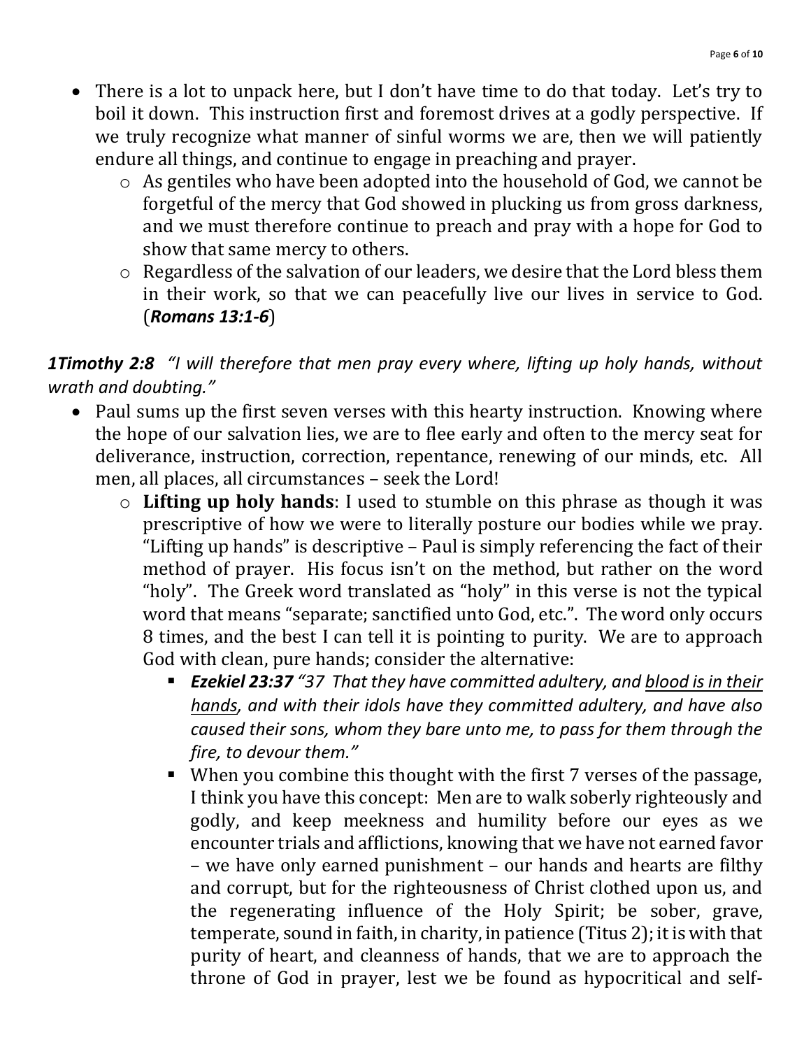- There is a lot to unpack here, but I don't have time to do that today. Let's try to boil it down. This instruction first and foremost drives at a godly perspective. If we truly recognize what manner of sinful worms we are, then we will patiently endure all things, and continue to engage in preaching and prayer.
  - As gentiles who have been adopted into the household of God, we cannot be forgetful of the mercy that God showed in plucking us from gross darkness, and we must therefore continue to preach and pray with a hope for God to show that same mercy to others.
  - Regardless of the salvation of our leaders, we desire that the Lord bless them in their work, so that we can peacefully live our lives in service to God. (***Romans 13:1-6***)

***1Timothy 2:8*** *"I will therefore that men pray every where, lifting up holy hands, without wrath and doubting."*

- Paul sums up the first seven verses with this hearty instruction. Knowing where the hope of our salvation lies, we are to flee early and often to the mercy seat for deliverance, instruction, correction, repentance, renewing of our minds, etc. All men, all places, all circumstances – seek the Lord!
  - **Lifting up holy hands**: I used to stumble on this phrase as though it was prescriptive of how we were to literally posture our bodies while we pray. "Lifting up hands" is descriptive – Paul is simply referencing the fact of their method of prayer. His focus isn't on the method, but rather on the word "holy". The Greek word translated as "holy" in this verse is not the typical word that means "separate; sanctified unto God, etc.". The word only occurs 8 times, and the best I can tell it is pointing to purity. We are to approach God with clean, pure hands; consider the alternative:
    - ***Ezekiel 23:37*** *"37 That they have committed adultery, and <u>blood is in their hands</u>, and with their idols have they committed adultery, and have also caused their sons, whom they bare unto me, to pass for them through the fire, to devour them."*
    - When you combine this thought with the first 7 verses of the passage, I think you have this concept: Men are to walk soberly righteously and godly, and keep meekness and humility before our eyes as we encounter trials and afflictions, knowing that we have not earned favor – we have only earned punishment – our hands and hearts are filthy and corrupt, but for the righteousness of Christ clothed upon us, and the regenerating influence of the Holy Spirit; be sober, grave, temperate, sound in faith, in charity, in patience (Titus 2); it is with that purity of heart, and cleanness of hands, that we are to approach the throne of God in prayer, lest we be found as hypocritical and self-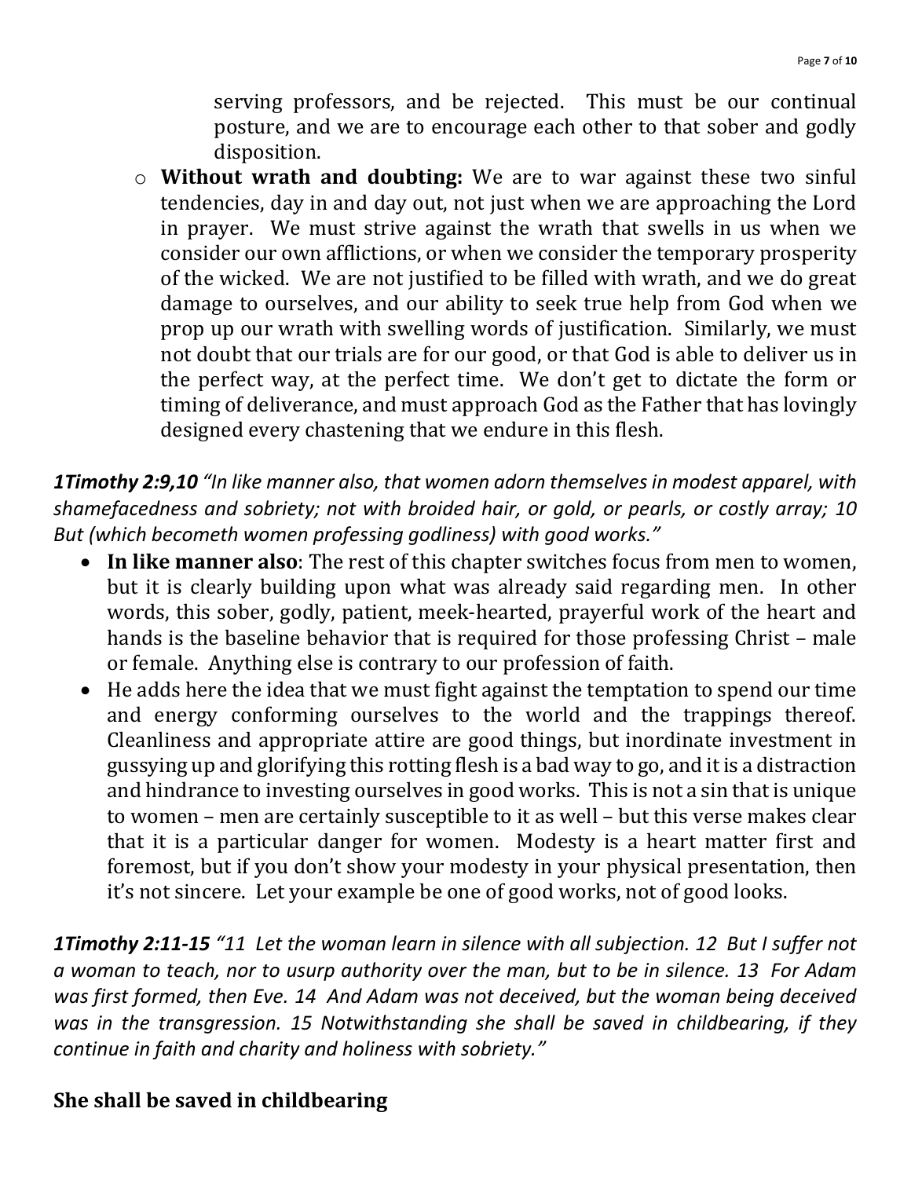serving professors, and be rejected. This must be our continual posture, and we are to encourage each other to that sober and godly disposition.

- **Without wrath and doubting:** We are to war against these two sinful tendencies, day in and day out, not just when we are approaching the Lord in prayer. We must strive against the wrath that swells in us when we consider our own afflictions, or when we consider the temporary prosperity of the wicked. We are not justified to be filled with wrath, and we do great damage to ourselves, and our ability to seek true help from God when we prop up our wrath with swelling words of justification. Similarly, we must not doubt that our trials are for our good, or that God is able to deliver us in the perfect way, at the perfect time. We don't get to dictate the form or timing of deliverance, and must approach God as the Father that has lovingly designed every chastening that we endure in this flesh.

***1Timothy 2:9,10*** *"In like manner also, that women adorn themselves in modest apparel, with shamefacedness and sobriety; not with broided hair, or gold, or pearls, or costly array; 10 But (which becometh women professing godliness) with good works."*

- **In like manner also**: The rest of this chapter switches focus from men to women, but it is clearly building upon what was already said regarding men. In other words, this sober, godly, patient, meek-hearted, prayerful work of the heart and hands is the baseline behavior that is required for those professing Christ – male or female. Anything else is contrary to our profession of faith.
- He adds here the idea that we must fight against the temptation to spend our time and energy conforming ourselves to the world and the trappings thereof. Cleanliness and appropriate attire are good things, but inordinate investment in gussying up and glorifying this rotting flesh is a bad way to go, and it is a distraction and hindrance to investing ourselves in good works. This is not a sin that is unique to women – men are certainly susceptible to it as well – but this verse makes clear that it is a particular danger for women. Modesty is a heart matter first and foremost, but if you don't show your modesty in your physical presentation, then it's not sincere. Let your example be one of good works, not of good looks.

***1Timothy 2:11-15*** *"11 Let the woman learn in silence with all subjection. 12 But I suffer not a woman to teach, nor to usurp authority over the man, but to be in silence. 13 For Adam was first formed, then Eve. 14 And Adam was not deceived, but the woman being deceived was in the transgression. 15 Notwithstanding she shall be saved in childbearing, if they continue in faith and charity and holiness with sobriety."*

## She shall be saved in childbearing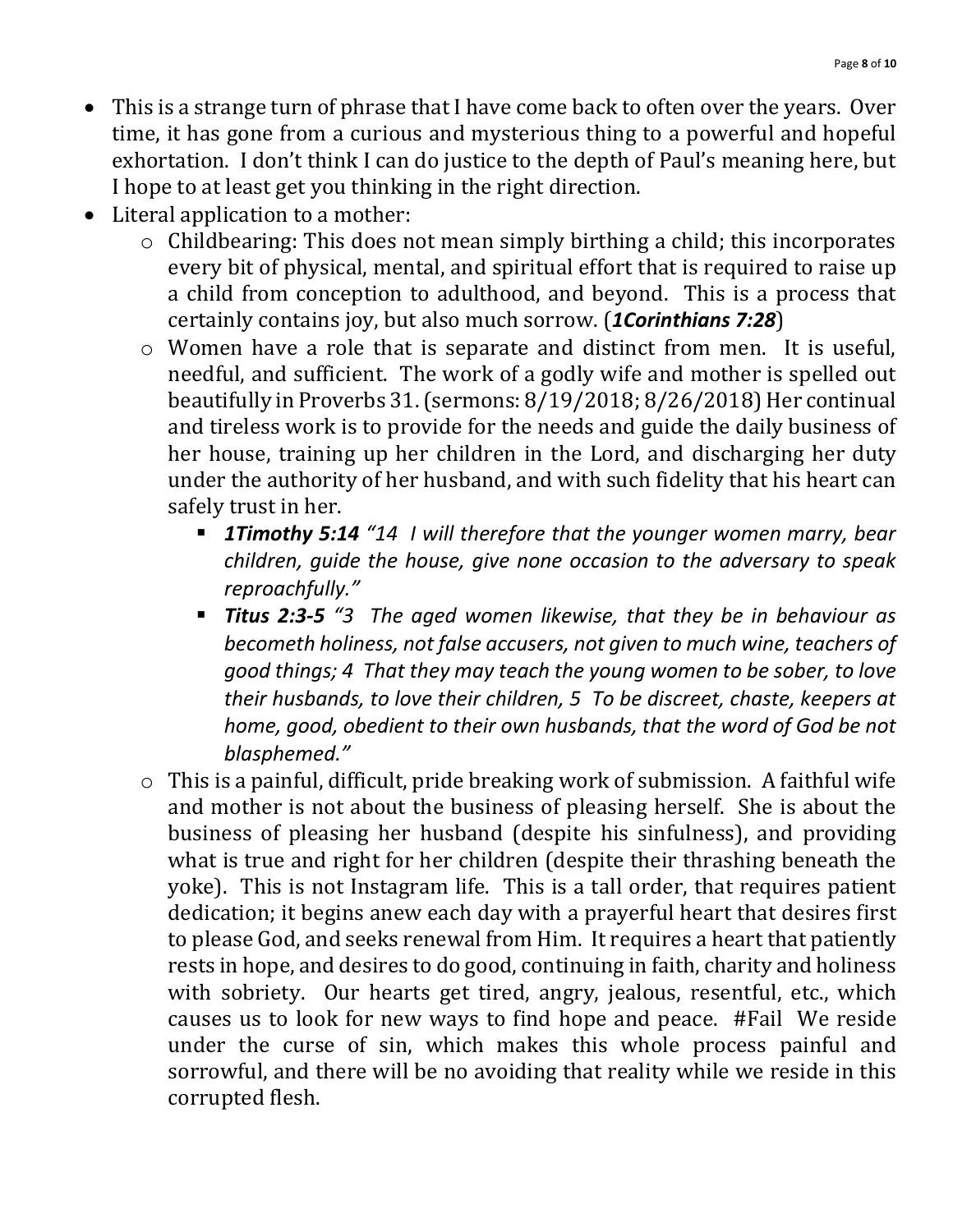- This is a strange turn of phrase that I have come back to often over the years. Over time, it has gone from a curious and mysterious thing to a powerful and hopeful exhortation. I don't think I can do justice to the depth of Paul's meaning here, but I hope to at least get you thinking in the right direction.
- Literal application to a mother:
  - Childbearing: This does not mean simply birthing a child; this incorporates every bit of physical, mental, and spiritual effort that is required to raise up a child from conception to adulthood, and beyond. This is a process that certainly contains joy, but also much sorrow. (***1Corinthians 7:28***)
  - Women have a role that is separate and distinct from men. It is useful, needful, and sufficient. The work of a godly wife and mother is spelled out beautifully in Proverbs 31. (sermons: 8/19/2018; 8/26/2018) Her continual and tireless work is to provide for the needs and guide the daily business of her house, training up her children in the Lord, and discharging her duty under the authority of her husband, and with such fidelity that his heart can safely trust in her.
    - ***1Timothy 5:14*** *"14 I will therefore that the younger women marry, bear children, guide the house, give none occasion to the adversary to speak reproachfully."*
    - ***Titus 2:3-5*** *"3 The aged women likewise, that they be in behaviour as becometh holiness, not false accusers, not given to much wine, teachers of good things; 4 That they may teach the young women to be sober, to love their husbands, to love their children, 5 To be discreet, chaste, keepers at home, good, obedient to their own husbands, that the word of God be not blasphemed."*
  - This is a painful, difficult, pride breaking work of submission. A faithful wife and mother is not about the business of pleasing herself. She is about the business of pleasing her husband (despite his sinfulness), and providing what is true and right for her children (despite their thrashing beneath the yoke). This is not Instagram life. This is a tall order, that requires patient dedication; it begins anew each day with a prayerful heart that desires first to please God, and seeks renewal from Him. It requires a heart that patiently rests in hope, and desires to do good, continuing in faith, charity and holiness with sobriety. Our hearts get tired, angry, jealous, resentful, etc., which causes us to look for new ways to find hope and peace. #Fail We reside under the curse of sin, which makes this whole process painful and sorrowful, and there will be no avoiding that reality while we reside in this corrupted flesh.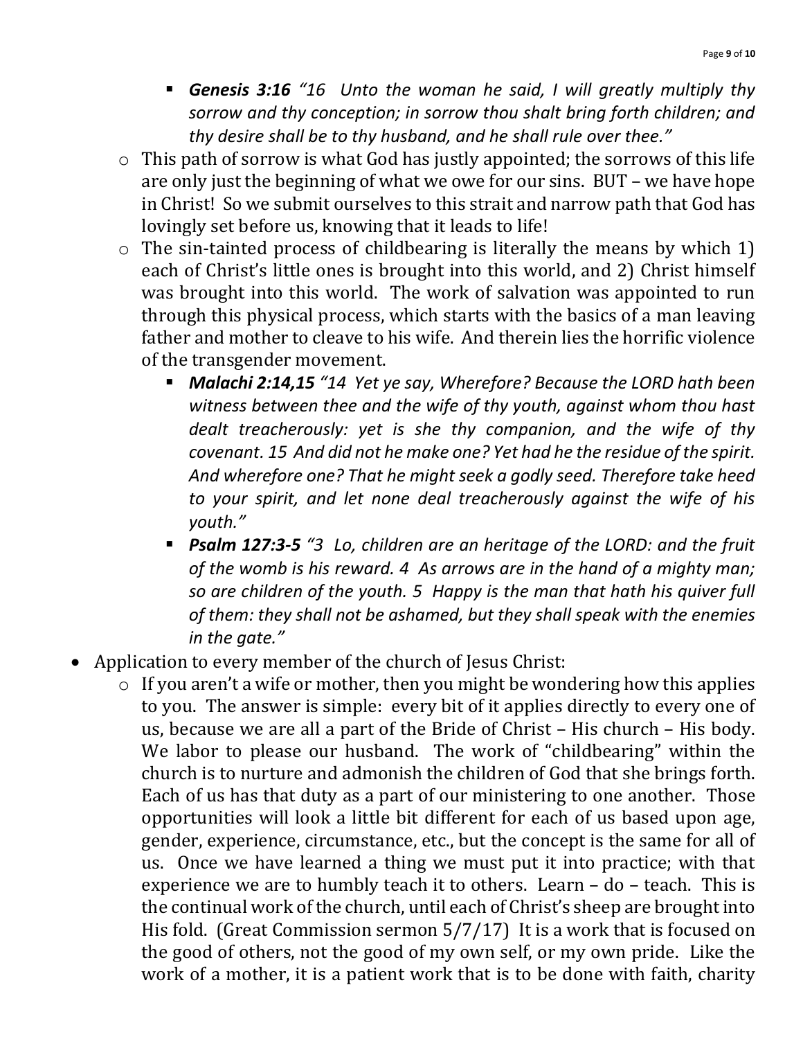- ***Genesis 3:16*** *"16 Unto the woman he said, I will greatly multiply thy sorrow and thy conception; in sorrow thou shalt bring forth children; and thy desire shall be to thy husband, and he shall rule over thee."*
    - This path of sorrow is what God has justly appointed; the sorrows of this life are only just the beginning of what we owe for our sins. BUT – we have hope in Christ! So we submit ourselves to this strait and narrow path that God has lovingly set before us, knowing that it leads to life!
    - The sin-tainted process of childbearing is literally the means by which 1) each of Christ's little ones is brought into this world, and 2) Christ himself was brought into this world. The work of salvation was appointed to run through this physical process, which starts with the basics of a man leaving father and mother to cleave to his wife. And therein lies the horrific violence of the transgender movement.
        - ***Malachi 2:14,15*** *"14 Yet ye say, Wherefore? Because the LORD hath been witness between thee and the wife of thy youth, against whom thou hast dealt treacherously: yet is she thy companion, and the wife of thy covenant. 15 And did not he make one? Yet had he the residue of the spirit. And wherefore one? That he might seek a godly seed. Therefore take heed to your spirit, and let none deal treacherously against the wife of his youth."*
        - ***Psalm 127:3-5*** *"3 Lo, children are an heritage of the LORD: and the fruit of the womb is his reward. 4 As arrows are in the hand of a mighty man; so are children of the youth. 5 Happy is the man that hath his quiver full of them: they shall not be ashamed, but they shall speak with the enemies in the gate."*
- Application to every member of the church of Jesus Christ:
    - If you aren't a wife or mother, then you might be wondering how this applies to you. The answer is simple: every bit of it applies directly to every one of us, because we are all a part of the Bride of Christ – His church – His body. We labor to please our husband. The work of "childbearing" within the church is to nurture and admonish the children of God that she brings forth. Each of us has that duty as a part of our ministering to one another. Those opportunities will look a little bit different for each of us based upon age, gender, experience, circumstance, etc., but the concept is the same for all of us. Once we have learned a thing we must put it into practice; with that experience we are to humbly teach it to others. Learn – do – teach. This is the continual work of the church, until each of Christ's sheep are brought into His fold. (Great Commission sermon 5/7/17) It is a work that is focused on the good of others, not the good of my own self, or my own pride. Like the work of a mother, it is a patient work that is to be done with faith, charity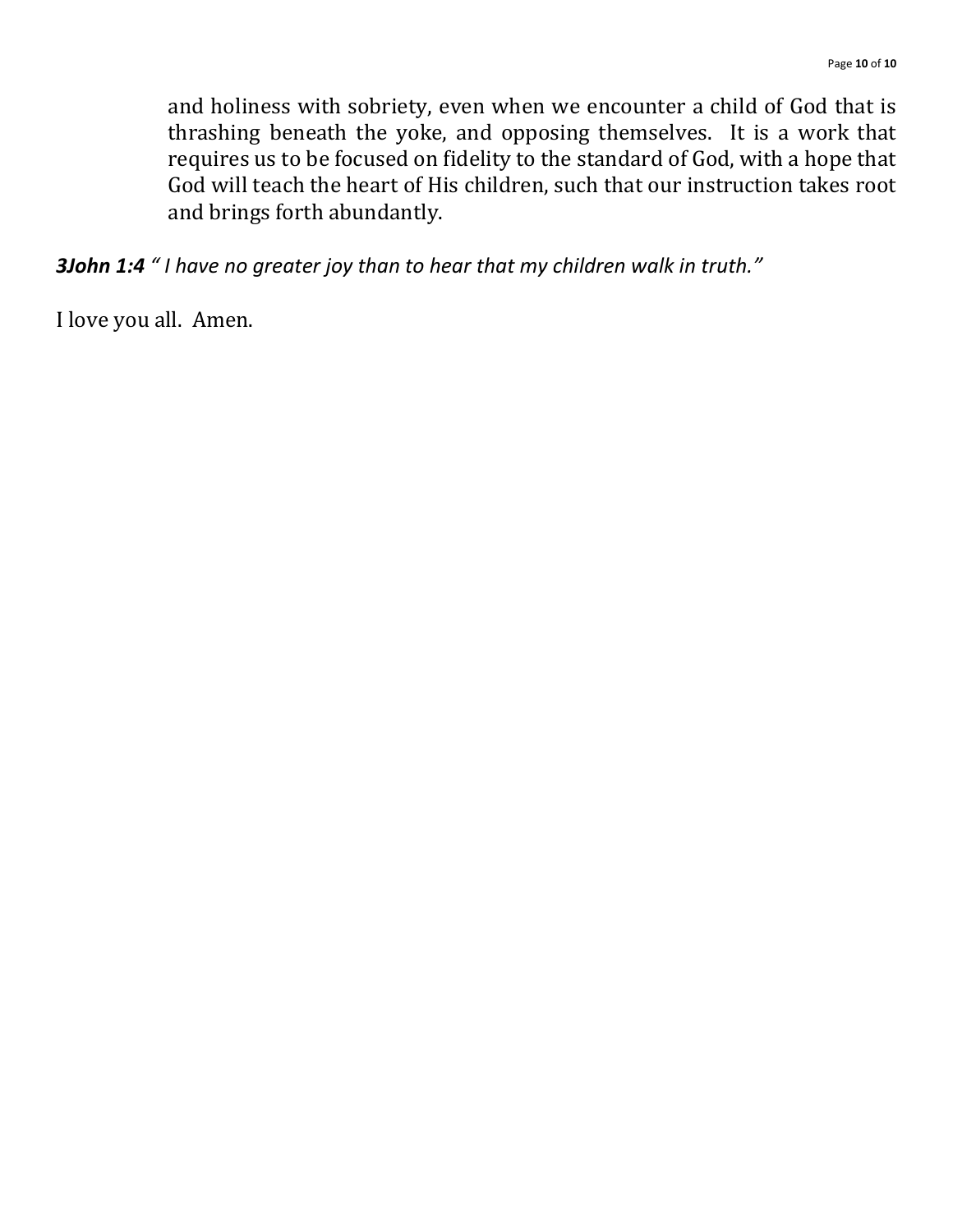and holiness with sobriety, even when we encounter a child of God that is thrashing beneath the yoke, and opposing themselves. It is a work that requires us to be focused on fidelity to the standard of God, with a hope that God will teach the heart of His children, such that our instruction takes root and brings forth abundantly.

***3John 1:4*** *" I have no greater joy than to hear that my children walk in truth."*

I love you all. Amen.